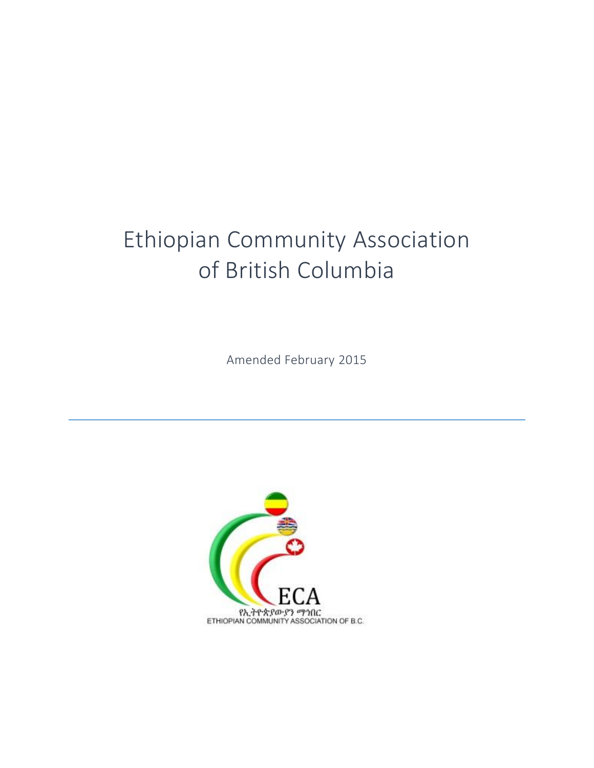# Ethiopian Community Association of British Columbia

Amended February 2015

---

ECA

የኢትዮጵያውያን ማኅበር

ETHIOPIAN COMMUNITY ASSOCIATION OF B.C.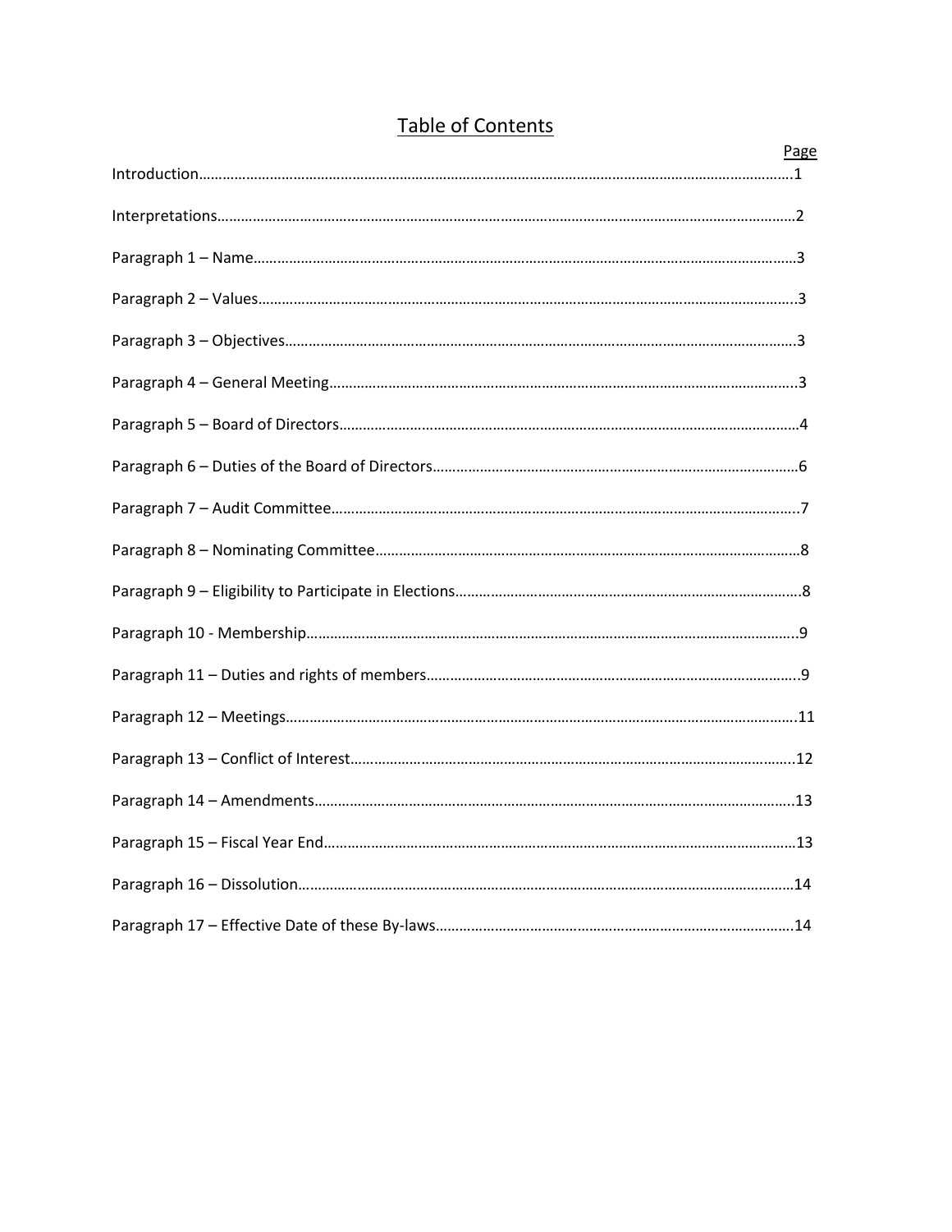# Table of Contents

| | Page |
|---|---|
| Introduction | 1 |
| Interpretations | 2 |
| Paragraph 1 – Name | 3 |
| Paragraph 2 – Values | 3 |
| Paragraph 3 – Objectives | 3 |
| Paragraph 4 – General Meeting | 3 |
| Paragraph 5 – Board of Directors | 4 |
| Paragraph 6 – Duties of the Board of Directors | 6 |
| Paragraph 7 – Audit Committee | 7 |
| Paragraph 8 – Nominating Committee | 8 |
| Paragraph 9 – Eligibility to Participate in Elections | 8 |
| Paragraph 10 - Membership | 9 |
| Paragraph 11 – Duties and rights of members | 9 |
| Paragraph 12 – Meetings | 11 |
| Paragraph 13 – Conflict of Interest | 12 |
| Paragraph 14 – Amendments | 13 |
| Paragraph 15 – Fiscal Year End | 13 |
| Paragraph 16 – Dissolution | 14 |
| Paragraph 17 – Effective Date of these By-laws | 14 |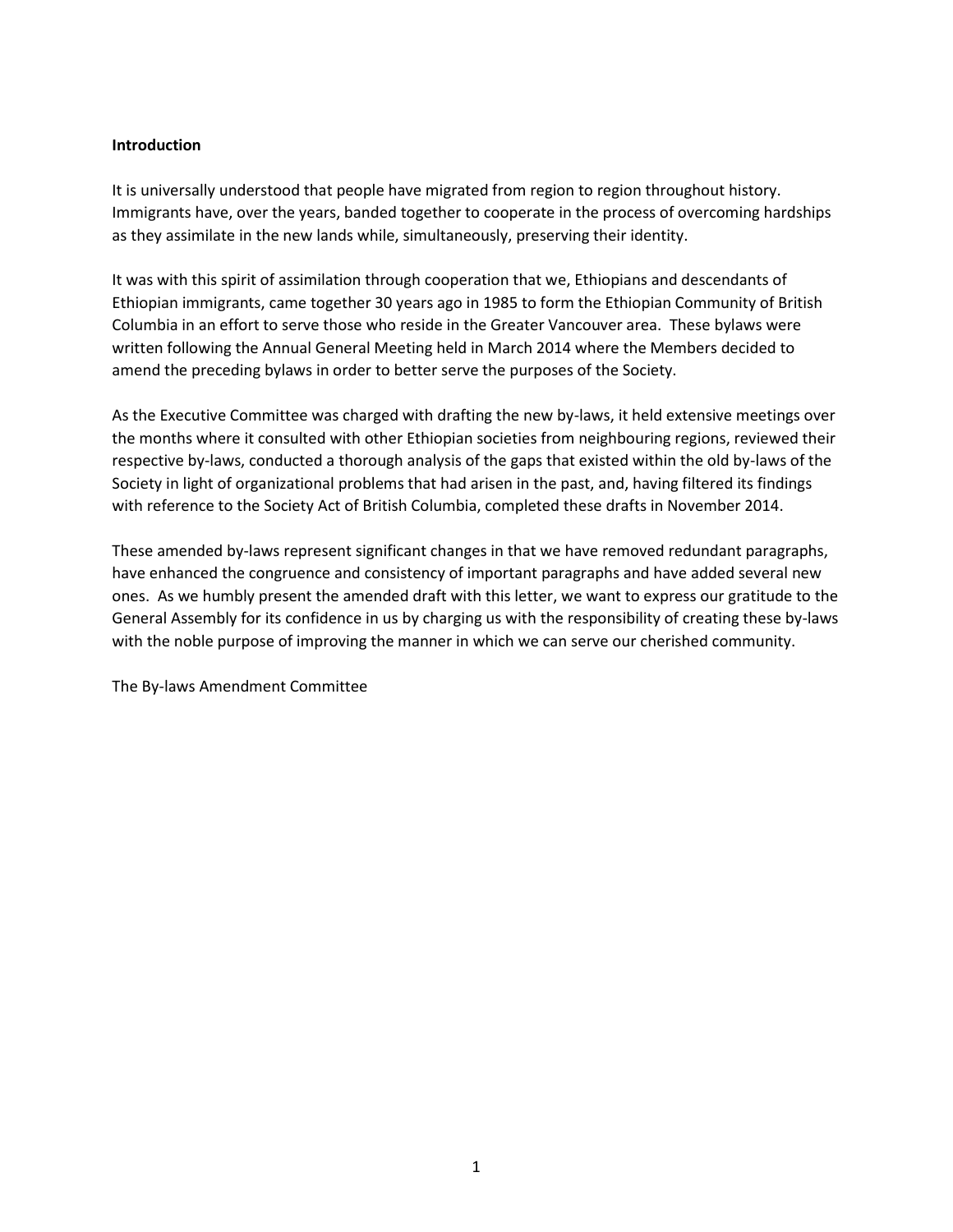**Introduction**

It is universally understood that people have migrated from region to region throughout history. Immigrants have, over the years, banded together to cooperate in the process of overcoming hardships as they assimilate in the new lands while, simultaneously, preserving their identity.

It was with this spirit of assimilation through cooperation that we, Ethiopians and descendants of Ethiopian immigrants, came together 30 years ago in 1985 to form the Ethiopian Community of British Columbia in an effort to serve those who reside in the Greater Vancouver area. These bylaws were written following the Annual General Meeting held in March 2014 where the Members decided to amend the preceding bylaws in order to better serve the purposes of the Society.

As the Executive Committee was charged with drafting the new by-laws, it held extensive meetings over the months where it consulted with other Ethiopian societies from neighbouring regions, reviewed their respective by-laws, conducted a thorough analysis of the gaps that existed within the old by-laws of the Society in light of organizational problems that had arisen in the past, and, having filtered its findings with reference to the Society Act of British Columbia, completed these drafts in November 2014.

These amended by-laws represent significant changes in that we have removed redundant paragraphs, have enhanced the congruence and consistency of important paragraphs and have added several new ones. As we humbly present the amended draft with this letter, we want to express our gratitude to the General Assembly for its confidence in us by charging us with the responsibility of creating these by-laws with the noble purpose of improving the manner in which we can serve our cherished community.

The By-laws Amendment Committee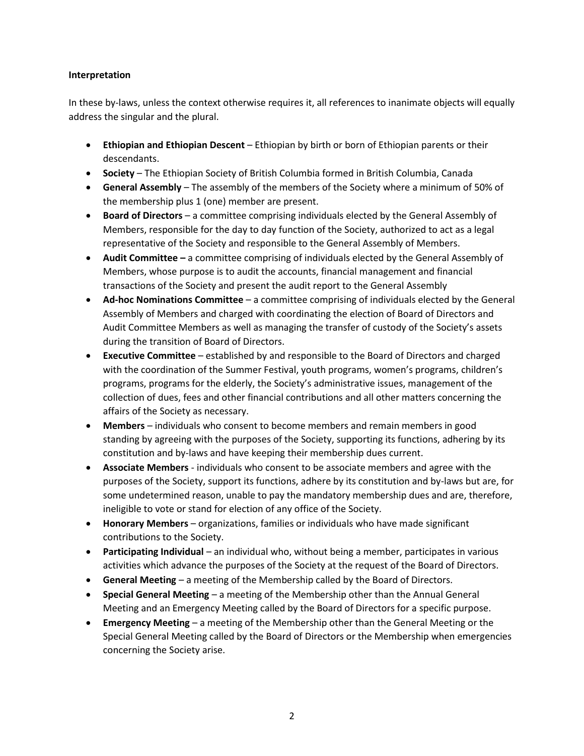**Interpretation**

In these by-laws, unless the context otherwise requires it, all references to inanimate objects will equally address the singular and the plural.

- **Ethiopian and Ethiopian Descent** – Ethiopian by birth or born of Ethiopian parents or their descendants.
- **Society** – The Ethiopian Society of British Columbia formed in British Columbia, Canada
- **General Assembly** – The assembly of the members of the Society where a minimum of 50% of the membership plus 1 (one) member are present.
- **Board of Directors** – a committee comprising individuals elected by the General Assembly of Members, responsible for the day to day function of the Society, authorized to act as a legal representative of the Society and responsible to the General Assembly of Members.
- **Audit Committee –** a committee comprising of individuals elected by the General Assembly of Members, whose purpose is to audit the accounts, financial management and financial transactions of the Society and present the audit report to the General Assembly
- **Ad-hoc Nominations Committee** – a committee comprising of individuals elected by the General Assembly of Members and charged with coordinating the election of Board of Directors and Audit Committee Members as well as managing the transfer of custody of the Society's assets during the transition of Board of Directors.
- **Executive Committee** – established by and responsible to the Board of Directors and charged with the coordination of the Summer Festival, youth programs, women's programs, children's programs, programs for the elderly, the Society's administrative issues, management of the collection of dues, fees and other financial contributions and all other matters concerning the affairs of the Society as necessary.
- **Members** – individuals who consent to become members and remain members in good standing by agreeing with the purposes of the Society, supporting its functions, adhering by its constitution and by-laws and have keeping their membership dues current.
- **Associate Members** - individuals who consent to be associate members and agree with the purposes of the Society, support its functions, adhere by its constitution and by-laws but are, for some undetermined reason, unable to pay the mandatory membership dues and are, therefore, ineligible to vote or stand for election of any office of the Society.
- **Honorary Members** – organizations, families or individuals who have made significant contributions to the Society.
- **Participating Individual** – an individual who, without being a member, participates in various activities which advance the purposes of the Society at the request of the Board of Directors.
- **General Meeting** – a meeting of the Membership called by the Board of Directors.
- **Special General Meeting** – a meeting of the Membership other than the Annual General Meeting and an Emergency Meeting called by the Board of Directors for a specific purpose.
- **Emergency Meeting** – a meeting of the Membership other than the General Meeting or the Special General Meeting called by the Board of Directors or the Membership when emergencies concerning the Society arise.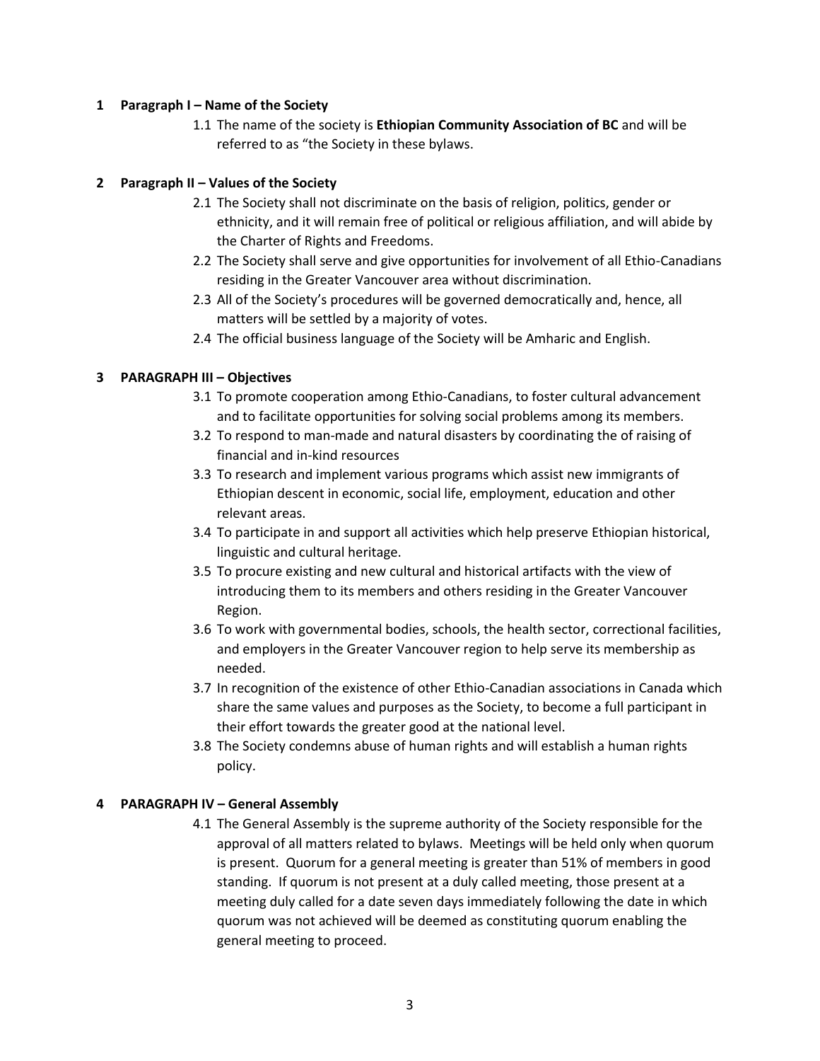## 1 Paragraph I – Name of the Society

1.1 The name of the society is **Ethiopian Community Association of BC** and will be referred to as "the Society in these bylaws.

## 2 Paragraph II – Values of the Society

2.1 The Society shall not discriminate on the basis of religion, politics, gender or ethnicity, and it will remain free of political or religious affiliation, and will abide by the Charter of Rights and Freedoms.

2.2 The Society shall serve and give opportunities for involvement of all Ethio-Canadians residing in the Greater Vancouver area without discrimination.

2.3 All of the Society's procedures will be governed democratically and, hence, all matters will be settled by a majority of votes.

2.4 The official business language of the Society will be Amharic and English.

## 3 PARAGRAPH III – Objectives

3.1 To promote cooperation among Ethio-Canadians, to foster cultural advancement and to facilitate opportunities for solving social problems among its members.

3.2 To respond to man-made and natural disasters by coordinating the of raising of financial and in-kind resources

3.3 To research and implement various programs which assist new immigrants of Ethiopian descent in economic, social life, employment, education and other relevant areas.

3.4 To participate in and support all activities which help preserve Ethiopian historical, linguistic and cultural heritage.

3.5 To procure existing and new cultural and historical artifacts with the view of introducing them to its members and others residing in the Greater Vancouver Region.

3.6 To work with governmental bodies, schools, the health sector, correctional facilities, and employers in the Greater Vancouver region to help serve its membership as needed.

3.7 In recognition of the existence of other Ethio-Canadian associations in Canada which share the same values and purposes as the Society, to become a full participant in their effort towards the greater good at the national level.

3.8 The Society condemns abuse of human rights and will establish a human rights policy.

## 4 PARAGRAPH IV – General Assembly

4.1 The General Assembly is the supreme authority of the Society responsible for the approval of all matters related to bylaws. Meetings will be held only when quorum is present. Quorum for a general meeting is greater than 51% of members in good standing. If quorum is not present at a duly called meeting, those present at a meeting duly called for a date seven days immediately following the date in which quorum was not achieved will be deemed as constituting quorum enabling the general meeting to proceed.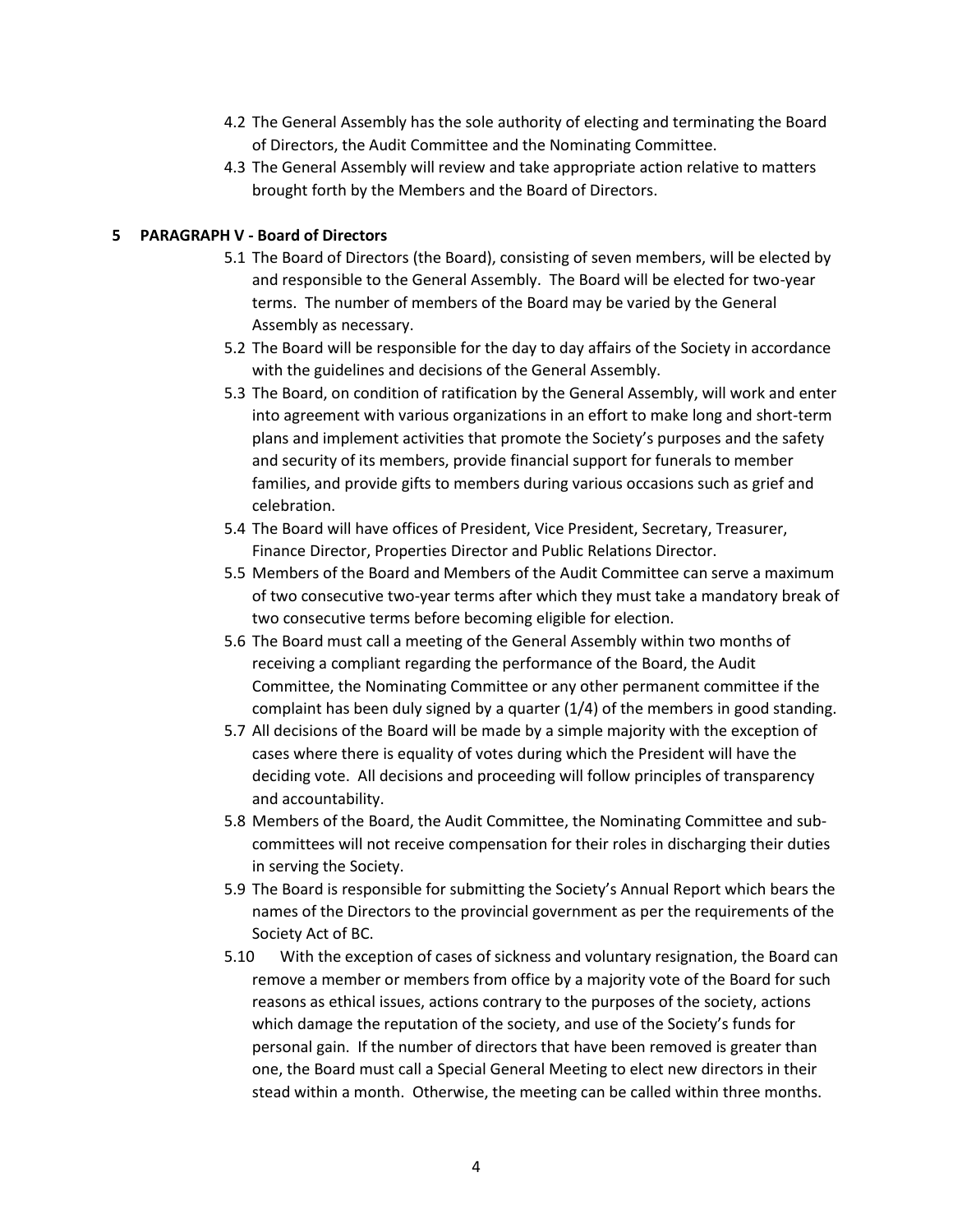4.2 The General Assembly has the sole authority of electing and terminating the Board of Directors, the Audit Committee and the Nominating Committee.

4.3 The General Assembly will review and take appropriate action relative to matters brought forth by the Members and the Board of Directors.

## 5 PARAGRAPH V - Board of Directors

5.1 The Board of Directors (the Board), consisting of seven members, will be elected by and responsible to the General Assembly. The Board will be elected for two-year terms. The number of members of the Board may be varied by the General Assembly as necessary.

5.2 The Board will be responsible for the day to day affairs of the Society in accordance with the guidelines and decisions of the General Assembly.

5.3 The Board, on condition of ratification by the General Assembly, will work and enter into agreement with various organizations in an effort to make long and short-term plans and implement activities that promote the Society's purposes and the safety and security of its members, provide financial support for funerals to member families, and provide gifts to members during various occasions such as grief and celebration.

5.4 The Board will have offices of President, Vice President, Secretary, Treasurer, Finance Director, Properties Director and Public Relations Director.

5.5 Members of the Board and Members of the Audit Committee can serve a maximum of two consecutive two-year terms after which they must take a mandatory break of two consecutive terms before becoming eligible for election.

5.6 The Board must call a meeting of the General Assembly within two months of receiving a compliant regarding the performance of the Board, the Audit Committee, the Nominating Committee or any other permanent committee if the complaint has been duly signed by a quarter (1/4) of the members in good standing.

5.7 All decisions of the Board will be made by a simple majority with the exception of cases where there is equality of votes during which the President will have the deciding vote. All decisions and proceeding will follow principles of transparency and accountability.

5.8 Members of the Board, the Audit Committee, the Nominating Committee and sub-committees will not receive compensation for their roles in discharging their duties in serving the Society.

5.9 The Board is responsible for submitting the Society's Annual Report which bears the names of the Directors to the provincial government as per the requirements of the Society Act of BC.

5.10 With the exception of cases of sickness and voluntary resignation, the Board can remove a member or members from office by a majority vote of the Board for such reasons as ethical issues, actions contrary to the purposes of the society, actions which damage the reputation of the society, and use of the Society's funds for personal gain. If the number of directors that have been removed is greater than one, the Board must call a Special General Meeting to elect new directors in their stead within a month. Otherwise, the meeting can be called within three months.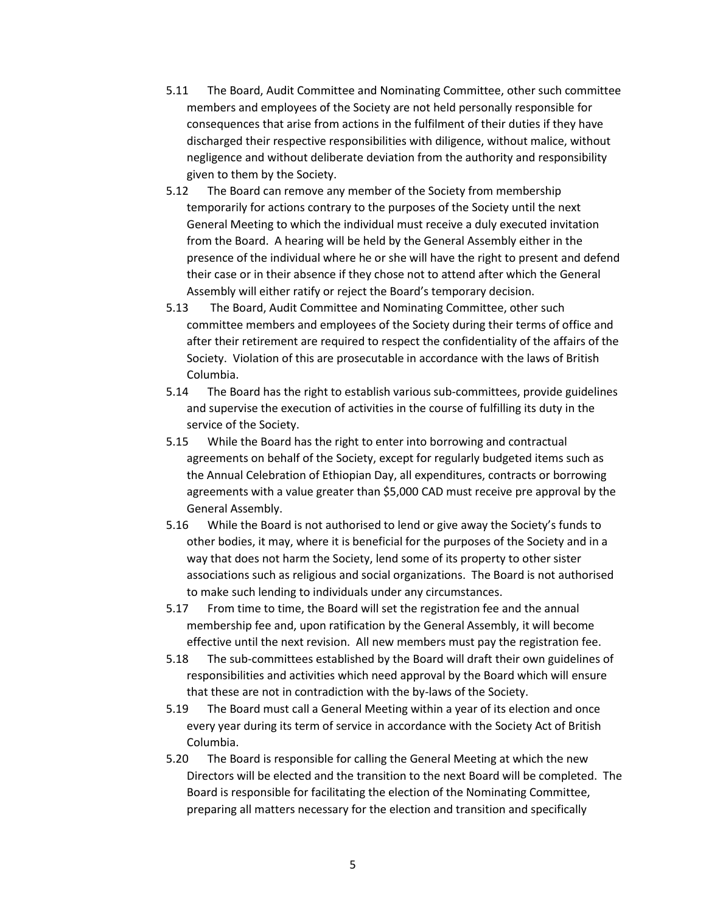5.11 The Board, Audit Committee and Nominating Committee, other such committee members and employees of the Society are not held personally responsible for consequences that arise from actions in the fulfilment of their duties if they have discharged their respective responsibilities with diligence, without malice, without negligence and without deliberate deviation from the authority and responsibility given to them by the Society.

5.12 The Board can remove any member of the Society from membership temporarily for actions contrary to the purposes of the Society until the next General Meeting to which the individual must receive a duly executed invitation from the Board. A hearing will be held by the General Assembly either in the presence of the individual where he or she will have the right to present and defend their case or in their absence if they chose not to attend after which the General Assembly will either ratify or reject the Board's temporary decision.

5.13 The Board, Audit Committee and Nominating Committee, other such committee members and employees of the Society during their terms of office and after their retirement are required to respect the confidentiality of the affairs of the Society. Violation of this are prosecutable in accordance with the laws of British Columbia.

5.14 The Board has the right to establish various sub-committees, provide guidelines and supervise the execution of activities in the course of fulfilling its duty in the service of the Society.

5.15 While the Board has the right to enter into borrowing and contractual agreements on behalf of the Society, except for regularly budgeted items such as the Annual Celebration of Ethiopian Day, all expenditures, contracts or borrowing agreements with a value greater than $5,000 CAD must receive pre approval by the General Assembly.

5.16 While the Board is not authorised to lend or give away the Society's funds to other bodies, it may, where it is beneficial for the purposes of the Society and in a way that does not harm the Society, lend some of its property to other sister associations such as religious and social organizations. The Board is not authorised to make such lending to individuals under any circumstances.

5.17 From time to time, the Board will set the registration fee and the annual membership fee and, upon ratification by the General Assembly, it will become effective until the next revision. All new members must pay the registration fee.

5.18 The sub-committees established by the Board will draft their own guidelines of responsibilities and activities which need approval by the Board which will ensure that these are not in contradiction with the by-laws of the Society.

5.19 The Board must call a General Meeting within a year of its election and once every year during its term of service in accordance with the Society Act of British Columbia.

5.20 The Board is responsible for calling the General Meeting at which the new Directors will be elected and the transition to the next Board will be completed. The Board is responsible for facilitating the election of the Nominating Committee, preparing all matters necessary for the election and transition and specifically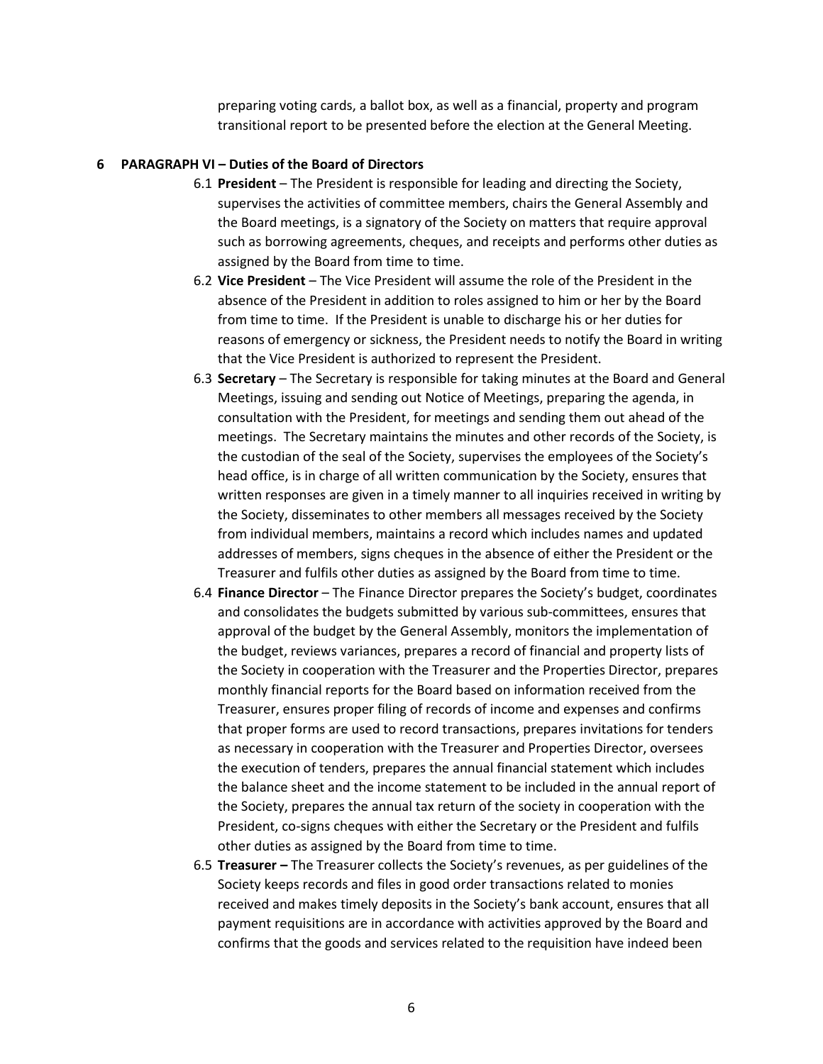preparing voting cards, a ballot box, as well as a financial, property and program transitional report to be presented before the election at the General Meeting.

## 6 PARAGRAPH VI – Duties of the Board of Directors

6.1 **President** – The President is responsible for leading and directing the Society, supervises the activities of committee members, chairs the General Assembly and the Board meetings, is a signatory of the Society on matters that require approval such as borrowing agreements, cheques, and receipts and performs other duties as assigned by the Board from time to time.

6.2 **Vice President** – The Vice President will assume the role of the President in the absence of the President in addition to roles assigned to him or her by the Board from time to time. If the President is unable to discharge his or her duties for reasons of emergency or sickness, the President needs to notify the Board in writing that the Vice President is authorized to represent the President.

6.3 **Secretary** – The Secretary is responsible for taking minutes at the Board and General Meetings, issuing and sending out Notice of Meetings, preparing the agenda, in consultation with the President, for meetings and sending them out ahead of the meetings. The Secretary maintains the minutes and other records of the Society, is the custodian of the seal of the Society, supervises the employees of the Society's head office, is in charge of all written communication by the Society, ensures that written responses are given in a timely manner to all inquiries received in writing by the Society, disseminates to other members all messages received by the Society from individual members, maintains a record which includes names and updated addresses of members, signs cheques in the absence of either the President or the Treasurer and fulfils other duties as assigned by the Board from time to time.

6.4 **Finance Director** – The Finance Director prepares the Society's budget, coordinates and consolidates the budgets submitted by various sub-committees, ensures that approval of the budget by the General Assembly, monitors the implementation of the budget, reviews variances, prepares a record of financial and property lists of the Society in cooperation with the Treasurer and the Properties Director, prepares monthly financial reports for the Board based on information received from the Treasurer, ensures proper filing of records of income and expenses and confirms that proper forms are used to record transactions, prepares invitations for tenders as necessary in cooperation with the Treasurer and Properties Director, oversees the execution of tenders, prepares the annual financial statement which includes the balance sheet and the income statement to be included in the annual report of the Society, prepares the annual tax return of the society in cooperation with the President, co-signs cheques with either the Secretary or the President and fulfils other duties as assigned by the Board from time to time.

6.5 **Treasurer –** The Treasurer collects the Society's revenues, as per guidelines of the Society keeps records and files in good order transactions related to monies received and makes timely deposits in the Society's bank account, ensures that all payment requisitions are in accordance with activities approved by the Board and confirms that the goods and services related to the requisition have indeed been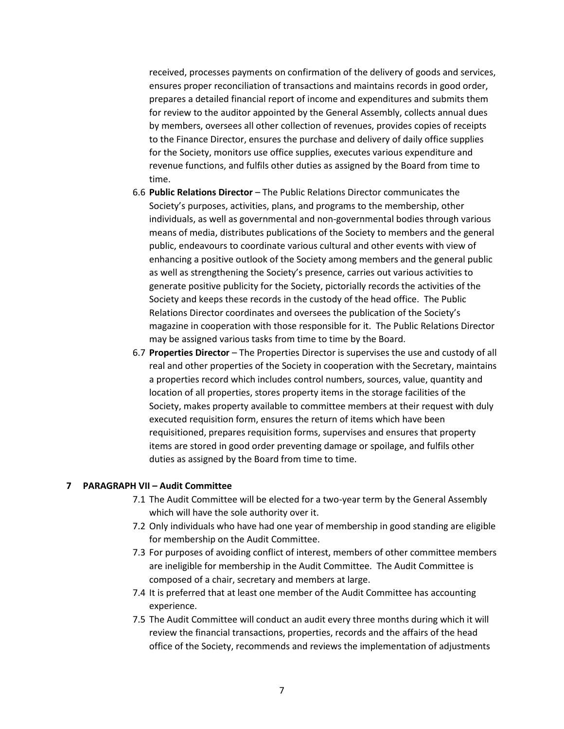received, processes payments on confirmation of the delivery of goods and services, ensures proper reconciliation of transactions and maintains records in good order, prepares a detailed financial report of income and expenditures and submits them for review to the auditor appointed by the General Assembly, collects annual dues by members, oversees all other collection of revenues, provides copies of receipts to the Finance Director, ensures the purchase and delivery of daily office supplies for the Society, monitors use office supplies, executes various expenditure and revenue functions, and fulfils other duties as assigned by the Board from time to time.

6.6 **Public Relations Director** – The Public Relations Director communicates the Society's purposes, activities, plans, and programs to the membership, other individuals, as well as governmental and non-governmental bodies through various means of media, distributes publications of the Society to members and the general public, endeavours to coordinate various cultural and other events with view of enhancing a positive outlook of the Society among members and the general public as well as strengthening the Society's presence, carries out various activities to generate positive publicity for the Society, pictorially records the activities of the Society and keeps these records in the custody of the head office. The Public Relations Director coordinates and oversees the publication of the Society's magazine in cooperation with those responsible for it. The Public Relations Director may be assigned various tasks from time to time by the Board.

6.7 **Properties Director** – The Properties Director is supervises the use and custody of all real and other properties of the Society in cooperation with the Secretary, maintains a properties record which includes control numbers, sources, value, quantity and location of all properties, stores property items in the storage facilities of the Society, makes property available to committee members at their request with duly executed requisition form, ensures the return of items which have been requisitioned, prepares requisition forms, supervises and ensures that property items are stored in good order preventing damage or spoilage, and fulfils other duties as assigned by the Board from time to time.

## 7 PARAGRAPH VII – Audit Committee

7.1 The Audit Committee will be elected for a two-year term by the General Assembly which will have the sole authority over it.

7.2 Only individuals who have had one year of membership in good standing are eligible for membership on the Audit Committee.

7.3 For purposes of avoiding conflict of interest, members of other committee members are ineligible for membership in the Audit Committee. The Audit Committee is composed of a chair, secretary and members at large.

7.4 It is preferred that at least one member of the Audit Committee has accounting experience.

7.5 The Audit Committee will conduct an audit every three months during which it will review the financial transactions, properties, records and the affairs of the head office of the Society, recommends and reviews the implementation of adjustments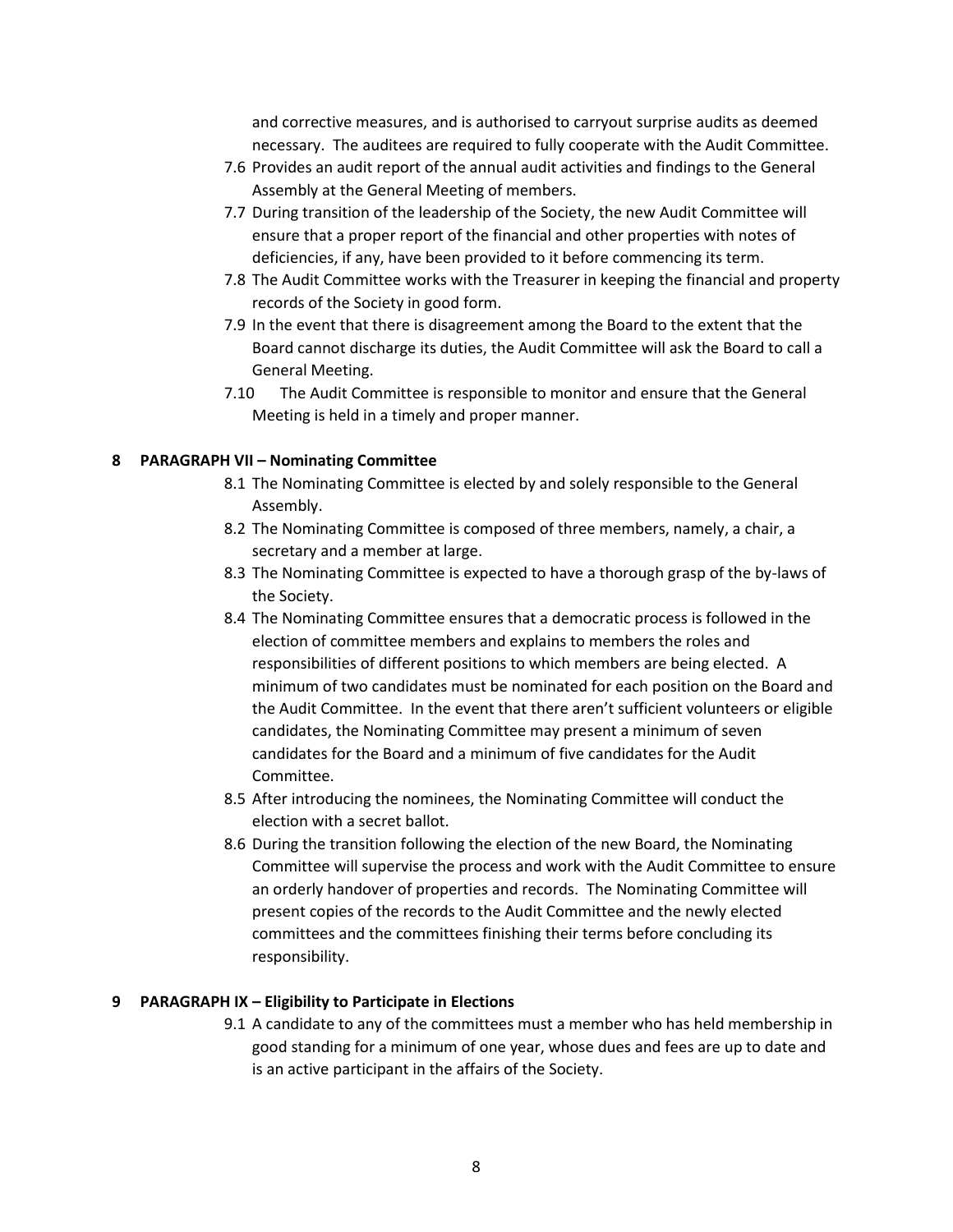and corrective measures, and is authorised to carryout surprise audits as deemed necessary. The auditees are required to fully cooperate with the Audit Committee.

7.6 Provides an audit report of the annual audit activities and findings to the General Assembly at the General Meeting of members.

7.7 During transition of the leadership of the Society, the new Audit Committee will ensure that a proper report of the financial and other properties with notes of deficiencies, if any, have been provided to it before commencing its term.

7.8 The Audit Committee works with the Treasurer in keeping the financial and property records of the Society in good form.

7.9 In the event that there is disagreement among the Board to the extent that the Board cannot discharge its duties, the Audit Committee will ask the Board to call a General Meeting.

7.10 The Audit Committee is responsible to monitor and ensure that the General Meeting is held in a timely and proper manner.

## 8 PARAGRAPH VII – Nominating Committee

8.1 The Nominating Committee is elected by and solely responsible to the General Assembly.

8.2 The Nominating Committee is composed of three members, namely, a chair, a secretary and a member at large.

8.3 The Nominating Committee is expected to have a thorough grasp of the by-laws of the Society.

8.4 The Nominating Committee ensures that a democratic process is followed in the election of committee members and explains to members the roles and responsibilities of different positions to which members are being elected. A minimum of two candidates must be nominated for each position on the Board and the Audit Committee. In the event that there aren't sufficient volunteers or eligible candidates, the Nominating Committee may present a minimum of seven candidates for the Board and a minimum of five candidates for the Audit Committee.

8.5 After introducing the nominees, the Nominating Committee will conduct the election with a secret ballot.

8.6 During the transition following the election of the new Board, the Nominating Committee will supervise the process and work with the Audit Committee to ensure an orderly handover of properties and records. The Nominating Committee will present copies of the records to the Audit Committee and the newly elected committees and the committees finishing their terms before concluding its responsibility.

## 9 PARAGRAPH IX – Eligibility to Participate in Elections

9.1 A candidate to any of the committees must a member who has held membership in good standing for a minimum of one year, whose dues and fees are up to date and is an active participant in the affairs of the Society.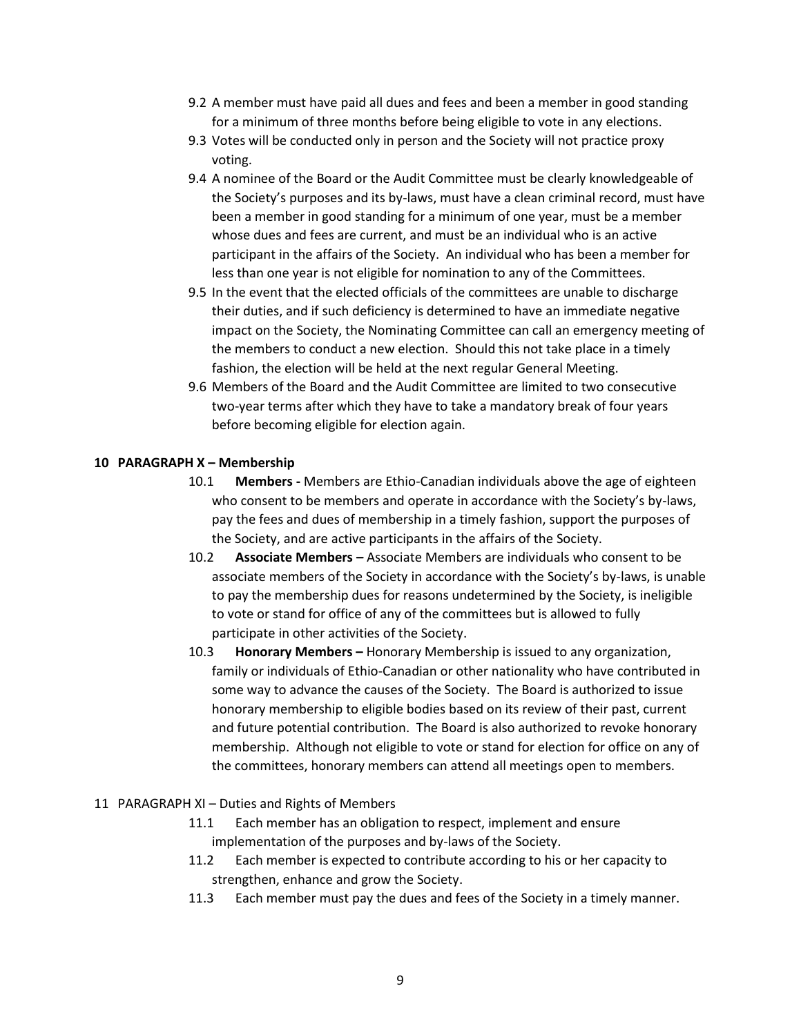9.2 A member must have paid all dues and fees and been a member in good standing for a minimum of three months before being eligible to vote in any elections.

9.3 Votes will be conducted only in person and the Society will not practice proxy voting.

9.4 A nominee of the Board or the Audit Committee must be clearly knowledgeable of the Society's purposes and its by-laws, must have a clean criminal record, must have been a member in good standing for a minimum of one year, must be a member whose dues and fees are current, and must be an individual who is an active participant in the affairs of the Society. An individual who has been a member for less than one year is not eligible for nomination to any of the Committees.

9.5 In the event that the elected officials of the committees are unable to discharge their duties, and if such deficiency is determined to have an immediate negative impact on the Society, the Nominating Committee can call an emergency meeting of the members to conduct a new election. Should this not take place in a timely fashion, the election will be held at the next regular General Meeting.

9.6 Members of the Board and the Audit Committee are limited to two consecutive two-year terms after which they have to take a mandatory break of four years before becoming eligible for election again.

## 10 PARAGRAPH X – Membership

10.1 **Members -** Members are Ethio-Canadian individuals above the age of eighteen who consent to be members and operate in accordance with the Society's by-laws, pay the fees and dues of membership in a timely fashion, support the purposes of the Society, and are active participants in the affairs of the Society.

10.2 **Associate Members –** Associate Members are individuals who consent to be associate members of the Society in accordance with the Society's by-laws, is unable to pay the membership dues for reasons undetermined by the Society, is ineligible to vote or stand for office of any of the committees but is allowed to fully participate in other activities of the Society.

10.3 **Honorary Members –** Honorary Membership is issued to any organization, family or individuals of Ethio-Canadian or other nationality who have contributed in some way to advance the causes of the Society. The Board is authorized to issue honorary membership to eligible bodies based on its review of their past, current and future potential contribution. The Board is also authorized to revoke honorary membership. Although not eligible to vote or stand for election for office on any of the committees, honorary members can attend all meetings open to members.

## 11 PARAGRAPH XI – Duties and Rights of Members

11.1 Each member has an obligation to respect, implement and ensure implementation of the purposes and by-laws of the Society.

11.2 Each member is expected to contribute according to his or her capacity to strengthen, enhance and grow the Society.

11.3 Each member must pay the dues and fees of the Society in a timely manner.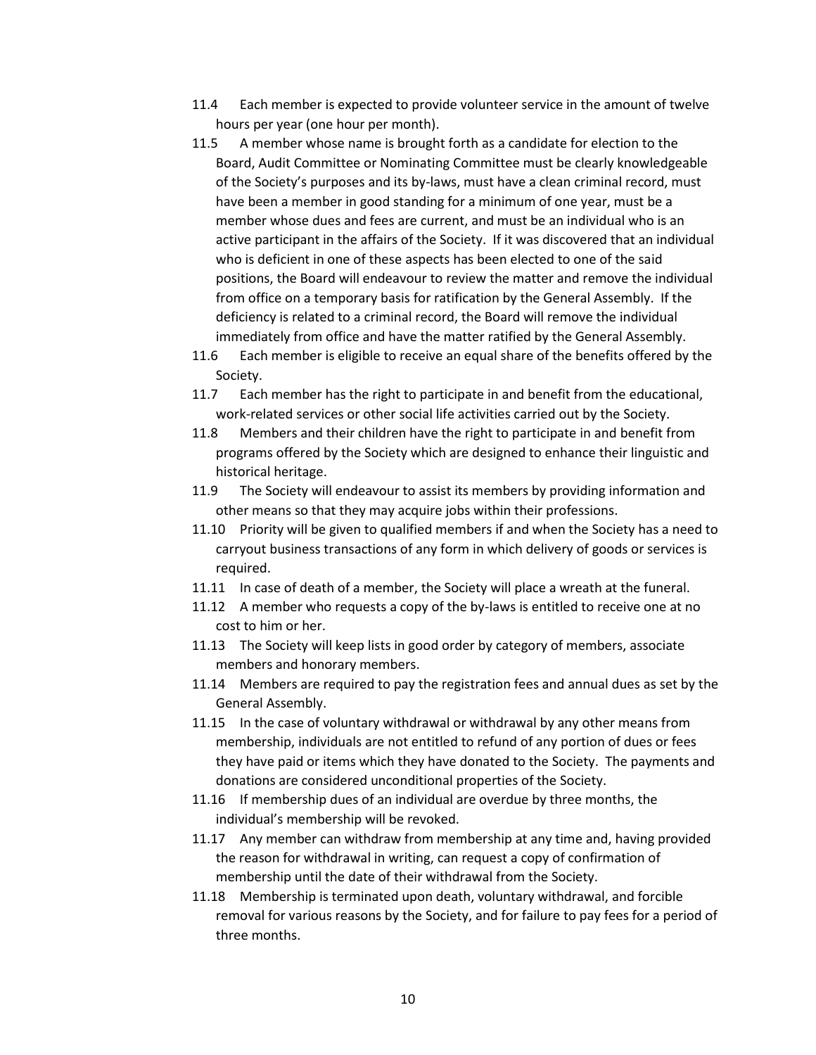11.4 Each member is expected to provide volunteer service in the amount of twelve hours per year (one hour per month).

11.5 A member whose name is brought forth as a candidate for election to the Board, Audit Committee or Nominating Committee must be clearly knowledgeable of the Society's purposes and its by-laws, must have a clean criminal record, must have been a member in good standing for a minimum of one year, must be a member whose dues and fees are current, and must be an individual who is an active participant in the affairs of the Society. If it was discovered that an individual who is deficient in one of these aspects has been elected to one of the said positions, the Board will endeavour to review the matter and remove the individual from office on a temporary basis for ratification by the General Assembly. If the deficiency is related to a criminal record, the Board will remove the individual immediately from office and have the matter ratified by the General Assembly.

11.6 Each member is eligible to receive an equal share of the benefits offered by the Society.

11.7 Each member has the right to participate in and benefit from the educational, work-related services or other social life activities carried out by the Society.

11.8 Members and their children have the right to participate in and benefit from programs offered by the Society which are designed to enhance their linguistic and historical heritage.

11.9 The Society will endeavour to assist its members by providing information and other means so that they may acquire jobs within their professions.

11.10 Priority will be given to qualified members if and when the Society has a need to carryout business transactions of any form in which delivery of goods or services is required.

11.11 In case of death of a member, the Society will place a wreath at the funeral.

11.12 A member who requests a copy of the by-laws is entitled to receive one at no cost to him or her.

11.13 The Society will keep lists in good order by category of members, associate members and honorary members.

11.14 Members are required to pay the registration fees and annual dues as set by the General Assembly.

11.15 In the case of voluntary withdrawal or withdrawal by any other means from membership, individuals are not entitled to refund of any portion of dues or fees they have paid or items which they have donated to the Society. The payments and donations are considered unconditional properties of the Society.

11.16 If membership dues of an individual are overdue by three months, the individual's membership will be revoked.

11.17 Any member can withdraw from membership at any time and, having provided the reason for withdrawal in writing, can request a copy of confirmation of membership until the date of their withdrawal from the Society.

11.18 Membership is terminated upon death, voluntary withdrawal, and forcible removal for various reasons by the Society, and for failure to pay fees for a period of three months.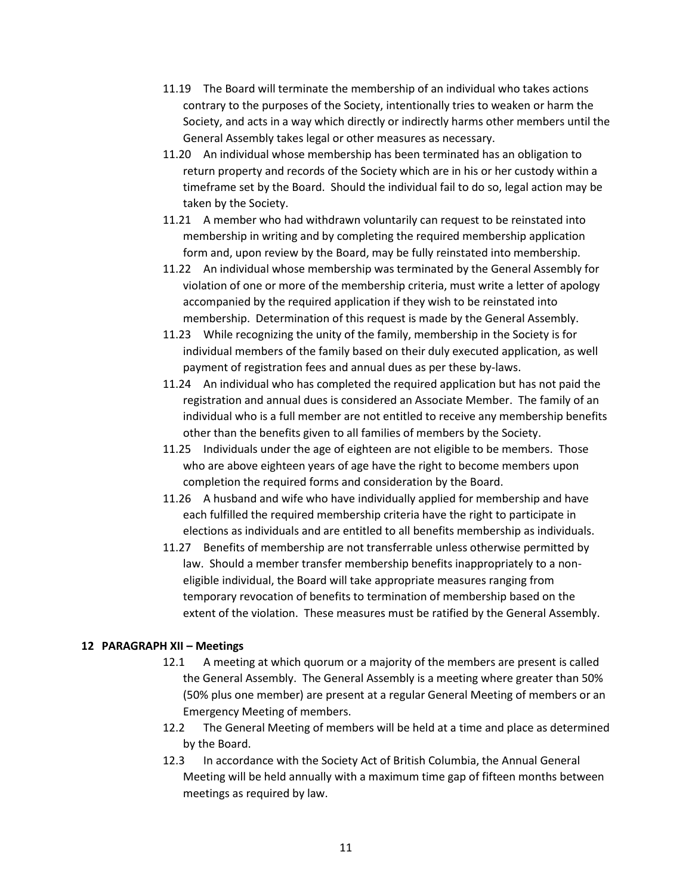11.19 The Board will terminate the membership of an individual who takes actions contrary to the purposes of the Society, intentionally tries to weaken or harm the Society, and acts in a way which directly or indirectly harms other members until the General Assembly takes legal or other measures as necessary.

11.20 An individual whose membership has been terminated has an obligation to return property and records of the Society which are in his or her custody within a timeframe set by the Board. Should the individual fail to do so, legal action may be taken by the Society.

11.21 A member who had withdrawn voluntarily can request to be reinstated into membership in writing and by completing the required membership application form and, upon review by the Board, may be fully reinstated into membership.

11.22 An individual whose membership was terminated by the General Assembly for violation of one or more of the membership criteria, must write a letter of apology accompanied by the required application if they wish to be reinstated into membership. Determination of this request is made by the General Assembly.

11.23 While recognizing the unity of the family, membership in the Society is for individual members of the family based on their duly executed application, as well payment of registration fees and annual dues as per these by-laws.

11.24 An individual who has completed the required application but has not paid the registration and annual dues is considered an Associate Member. The family of an individual who is a full member are not entitled to receive any membership benefits other than the benefits given to all families of members by the Society.

11.25 Individuals under the age of eighteen are not eligible to be members. Those who are above eighteen years of age have the right to become members upon completion the required forms and consideration by the Board.

11.26 A husband and wife who have individually applied for membership and have each fulfilled the required membership criteria have the right to participate in elections as individuals and are entitled to all benefits membership as individuals.

11.27 Benefits of membership are not transferrable unless otherwise permitted by law. Should a member transfer membership benefits inappropriately to a non-eligible individual, the Board will take appropriate measures ranging from temporary revocation of benefits to termination of membership based on the extent of the violation. These measures must be ratified by the General Assembly.

## 12 PARAGRAPH XII – Meetings

12.1 A meeting at which quorum or a majority of the members are present is called the General Assembly. The General Assembly is a meeting where greater than 50% (50% plus one member) are present at a regular General Meeting of members or an Emergency Meeting of members.

12.2 The General Meeting of members will be held at a time and place as determined by the Board.

12.3 In accordance with the Society Act of British Columbia, the Annual General Meeting will be held annually with a maximum time gap of fifteen months between meetings as required by law.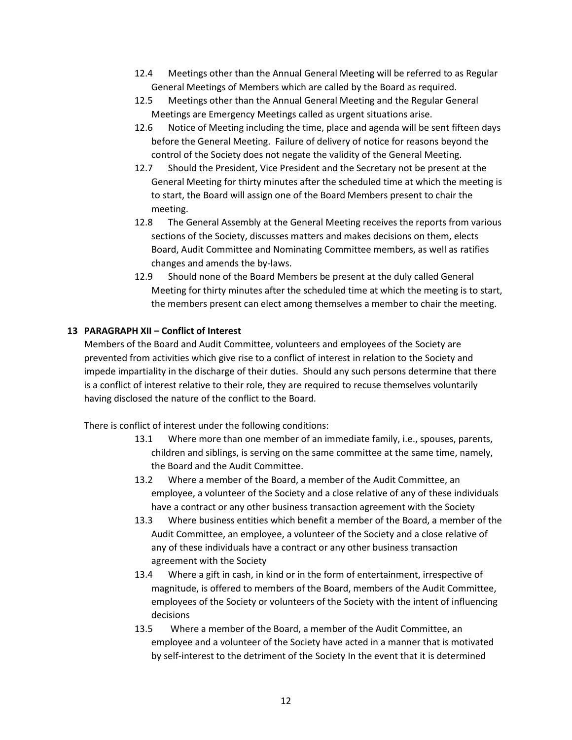12.4 Meetings other than the Annual General Meeting will be referred to as Regular General Meetings of Members which are called by the Board as required.

12.5 Meetings other than the Annual General Meeting and the Regular General Meetings are Emergency Meetings called as urgent situations arise.

12.6 Notice of Meeting including the time, place and agenda will be sent fifteen days before the General Meeting. Failure of delivery of notice for reasons beyond the control of the Society does not negate the validity of the General Meeting.

12.7 Should the President, Vice President and the Secretary not be present at the General Meeting for thirty minutes after the scheduled time at which the meeting is to start, the Board will assign one of the Board Members present to chair the meeting.

12.8 The General Assembly at the General Meeting receives the reports from various sections of the Society, discusses matters and makes decisions on them, elects Board, Audit Committee and Nominating Committee members, as well as ratifies changes and amends the by-laws.

12.9 Should none of the Board Members be present at the duly called General Meeting for thirty minutes after the scheduled time at which the meeting is to start, the members present can elect among themselves a member to chair the meeting.

## 13 PARAGRAPH XII – Conflict of Interest

Members of the Board and Audit Committee, volunteers and employees of the Society are prevented from activities which give rise to a conflict of interest in relation to the Society and impede impartiality in the discharge of their duties. Should any such persons determine that there is a conflict of interest relative to their role, they are required to recuse themselves voluntarily having disclosed the nature of the conflict to the Board.

There is conflict of interest under the following conditions:

13.1 Where more than one member of an immediate family, i.e., spouses, parents, children and siblings, is serving on the same committee at the same time, namely, the Board and the Audit Committee.

13.2 Where a member of the Board, a member of the Audit Committee, an employee, a volunteer of the Society and a close relative of any of these individuals have a contract or any other business transaction agreement with the Society

13.3 Where business entities which benefit a member of the Board, a member of the Audit Committee, an employee, a volunteer of the Society and a close relative of any of these individuals have a contract or any other business transaction agreement with the Society

13.4 Where a gift in cash, in kind or in the form of entertainment, irrespective of magnitude, is offered to members of the Board, members of the Audit Committee, employees of the Society or volunteers of the Society with the intent of influencing decisions

13.5 Where a member of the Board, a member of the Audit Committee, an employee and a volunteer of the Society have acted in a manner that is motivated by self-interest to the detriment of the Society In the event that it is determined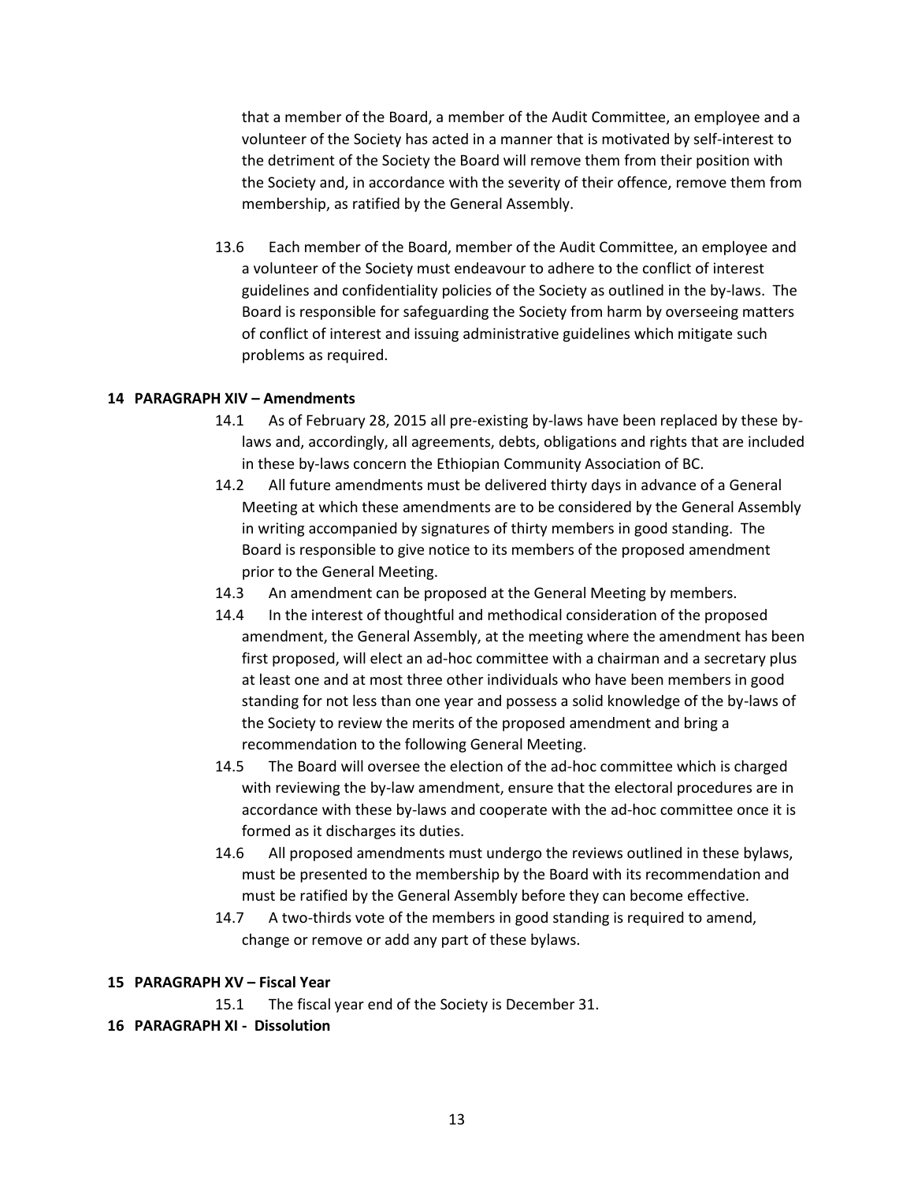that a member of the Board, a member of the Audit Committee, an employee and a volunteer of the Society has acted in a manner that is motivated by self-interest to the detriment of the Society the Board will remove them from their position with the Society and, in accordance with the severity of their offence, remove them from membership, as ratified by the General Assembly.

13.6 Each member of the Board, member of the Audit Committee, an employee and a volunteer of the Society must endeavour to adhere to the conflict of interest guidelines and confidentiality policies of the Society as outlined in the by-laws. The Board is responsible for safeguarding the Society from harm by overseeing matters of conflict of interest and issuing administrative guidelines which mitigate such problems as required.

## 14 PARAGRAPH XIV – Amendments

14.1 As of February 28, 2015 all pre-existing by-laws have been replaced by these by-laws and, accordingly, all agreements, debts, obligations and rights that are included in these by-laws concern the Ethiopian Community Association of BC.

14.2 All future amendments must be delivered thirty days in advance of a General Meeting at which these amendments are to be considered by the General Assembly in writing accompanied by signatures of thirty members in good standing. The Board is responsible to give notice to its members of the proposed amendment prior to the General Meeting.

14.3 An amendment can be proposed at the General Meeting by members.

14.4 In the interest of thoughtful and methodical consideration of the proposed amendment, the General Assembly, at the meeting where the amendment has been first proposed, will elect an ad-hoc committee with a chairman and a secretary plus at least one and at most three other individuals who have been members in good standing for not less than one year and possess a solid knowledge of the by-laws of the Society to review the merits of the proposed amendment and bring a recommendation to the following General Meeting.

14.5 The Board will oversee the election of the ad-hoc committee which is charged with reviewing the by-law amendment, ensure that the electoral procedures are in accordance with these by-laws and cooperate with the ad-hoc committee once it is formed as it discharges its duties.

14.6 All proposed amendments must undergo the reviews outlined in these bylaws, must be presented to the membership by the Board with its recommendation and must be ratified by the General Assembly before they can become effective.

14.7 A two-thirds vote of the members in good standing is required to amend, change or remove or add any part of these bylaws.

## 15 PARAGRAPH XV – Fiscal Year

15.1 The fiscal year end of the Society is December 31.

## 16 PARAGRAPH XI - Dissolution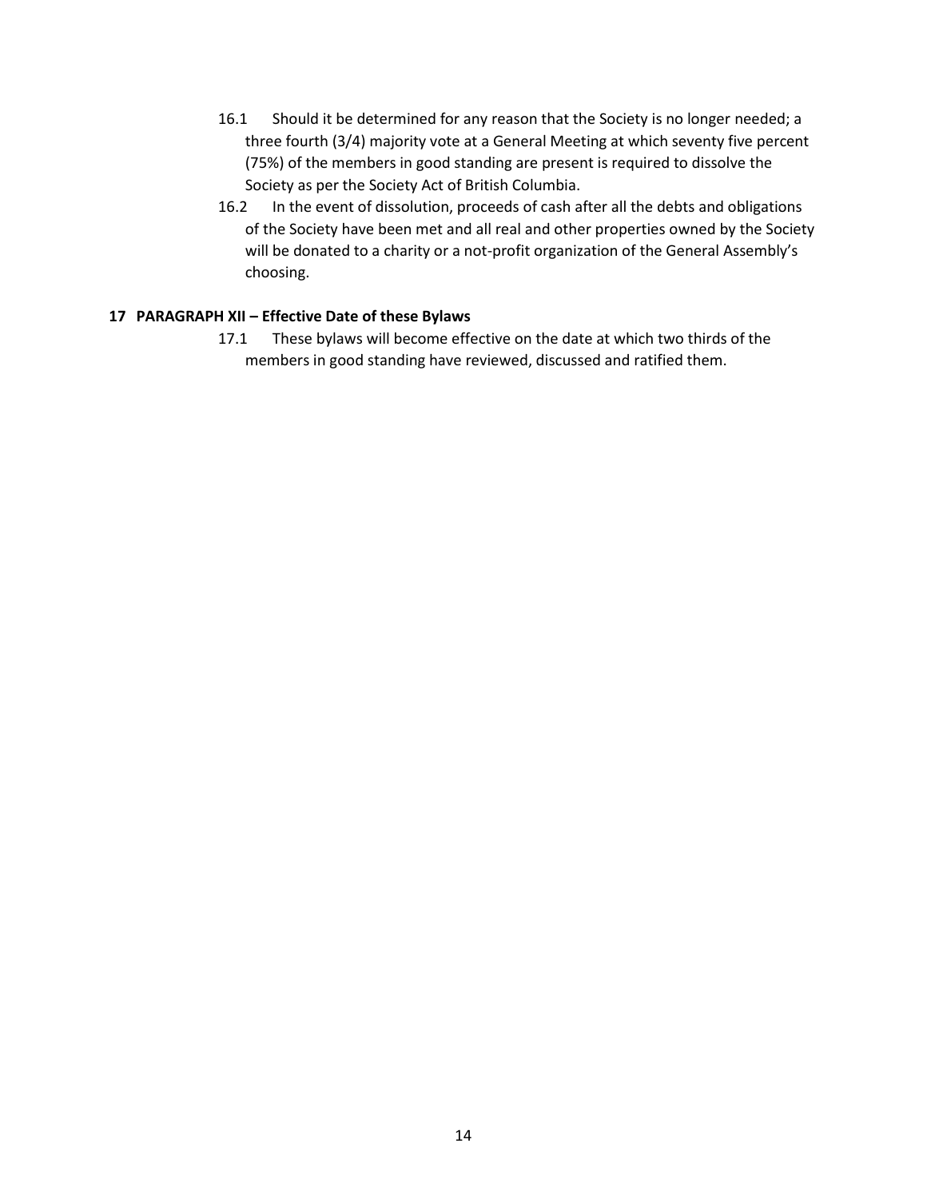16.1 Should it be determined for any reason that the Society is no longer needed; a three fourth (3/4) majority vote at a General Meeting at which seventy five percent (75%) of the members in good standing are present is required to dissolve the Society as per the Society Act of British Columbia.

16.2 In the event of dissolution, proceeds of cash after all the debts and obligations of the Society have been met and all real and other properties owned by the Society will be donated to a charity or a not-profit organization of the General Assembly's choosing.

## 17 PARAGRAPH XII – Effective Date of these Bylaws

17.1 These bylaws will become effective on the date at which two thirds of the members in good standing have reviewed, discussed and ratified them.